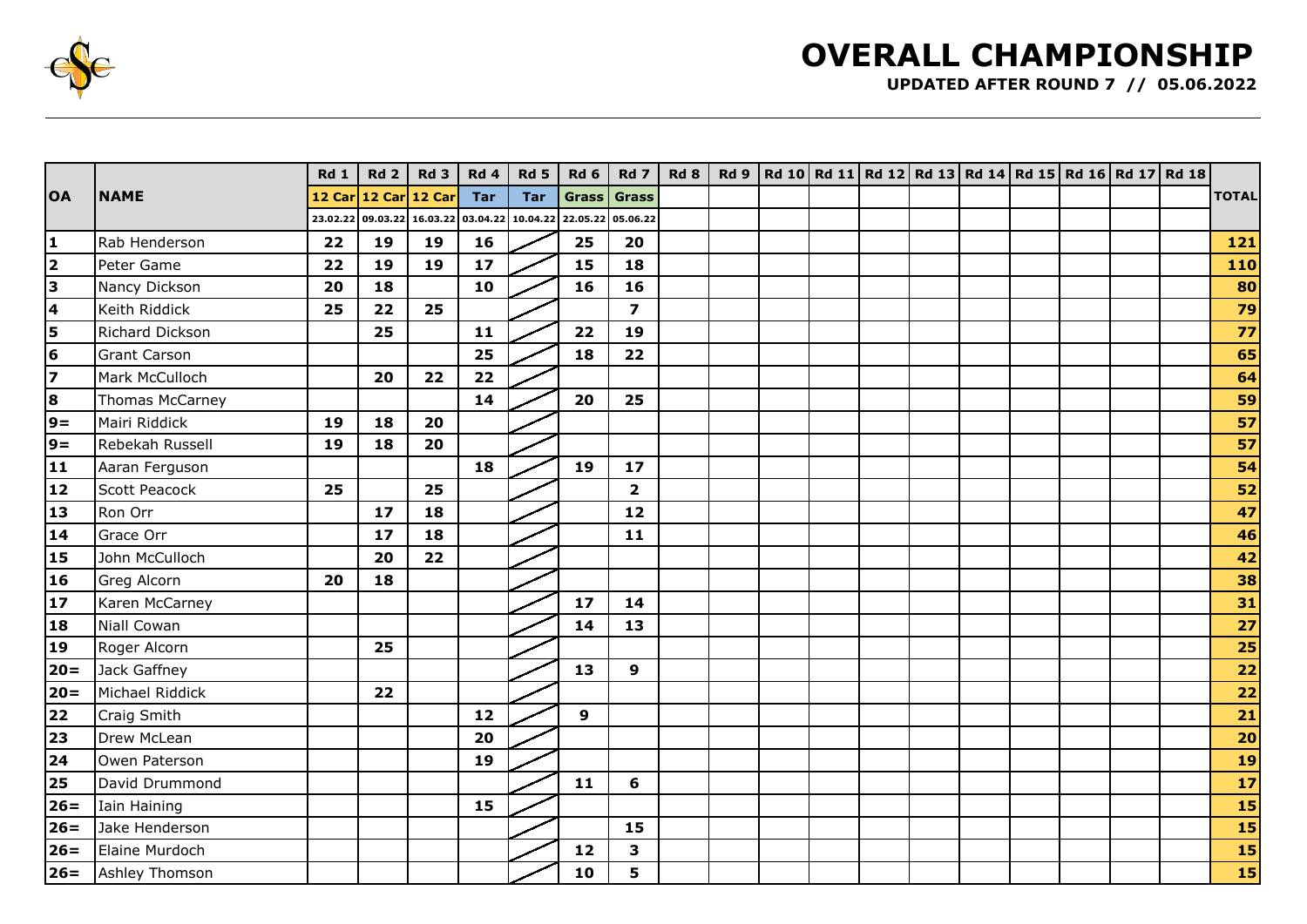# OVERALL CHAMPIONSHIP

**UPDATED AFTER ROUND 7 // 05.06.2022**

| OA | NAME | Rd 1 | Rd 2 | Rd 3 | Rd 4 | Rd 5 | Rd 6 | Rd 7 | Rd 8 | Rd 9 | Rd 10 | Rd 11 | Rd 12 | Rd 13 | Rd 14 | Rd 15 | Rd 16 | Rd 17 | Rd 18 | TOTAL |
|---|---|---|---|---|---|---|---|---|---|---|---|---|---|---|---|---|---|---|---|---|
| | | 12 Car | 12 Car | 12 Car | Tar | Tar | Grass | Grass | | | | | | | | | | | | |
| | | 23.02.22 | 09.03.22 | 16.03.22 | 03.04.22 | 10.04.22 | 22.05.22 | 05.06.22 | | | | | | | | | | | | |
| 1 | Rab Henderson | 22 | 19 | 19 | 16 | | 25 | 20 | | | | | | | | | | | | 121 |
| 2 | Peter Game | 22 | 19 | 19 | 17 | | 15 | 18 | | | | | | | | | | | | 110 |
| 3 | Nancy Dickson | 20 | 18 | | 10 | | 16 | 16 | | | | | | | | | | | | 80 |
| 4 | Keith Riddick | 25 | 22 | 25 | | | | 7 | | | | | | | | | | | | 79 |
| 5 | Richard Dickson | | 25 | | 11 | | 22 | 19 | | | | | | | | | | | | 77 |
| 6 | Grant Carson | | | | 25 | | 18 | 22 | | | | | | | | | | | | 65 |
| 7 | Mark McCulloch | | 20 | 22 | 22 | | | | | | | | | | | | | | | 64 |
| 8 | Thomas McCarney | | | | 14 | | 20 | 25 | | | | | | | | | | | | 59 |
| 9= | Mairi Riddick | 19 | 18 | 20 | | | | | | | | | | | | | | | | 57 |
| 9= | Rebekah Russell | 19 | 18 | 20 | | | | | | | | | | | | | | | | 57 |
| 11 | Aaran Ferguson | | | | 18 | | 19 | 17 | | | | | | | | | | | | 54 |
| 12 | Scott Peacock | 25 | | 25 | | | | 2 | | | | | | | | | | | | 52 |
| 13 | Ron Orr | | 17 | 18 | | | | 12 | | | | | | | | | | | | 47 |
| 14 | Grace Orr | | 17 | 18 | | | | 11 | | | | | | | | | | | | 46 |
| 15 | John McCulloch | | 20 | 22 | | | | | | | | | | | | | | | | 42 |
| 16 | Greg Alcorn | 20 | 18 | | | | | | | | | | | | | | | | | 38 |
| 17 | Karen McCarney | | | | | | 17 | 14 | | | | | | | | | | | | 31 |
| 18 | Niall Cowan | | | | | | 14 | 13 | | | | | | | | | | | | 27 |
| 19 | Roger Alcorn | | 25 | | | | | | | | | | | | | | | | | 25 |
| 20= | Jack Gaffney | | | | | | 13 | 9 | | | | | | | | | | | | 22 |
| 20= | Michael Riddick | | 22 | | | | | | | | | | | | | | | | | 22 |
| 22 | Craig Smith | | | | 12 | | 9 | | | | | | | | | | | | | 21 |
| 23 | Drew McLean | | | | 20 | | | | | | | | | | | | | | | 20 |
| 24 | Owen Paterson | | | | 19 | | | | | | | | | | | | | | | 19 |
| 25 | David Drummond | | | | | | 11 | 6 | | | | | | | | | | | | 17 |
| 26= | Iain Haining | | | | 15 | | | | | | | | | | | | | | | 15 |
| 26= | Jake Henderson | | | | | | | 15 | | | | | | | | | | | | 15 |
| 26= | Elaine Murdoch | | | | | | 12 | 3 | | | | | | | | | | | | 15 |
| 26= | Ashley Thomson | | | | | | 10 | 5 | | | | | | | | | | | | 15 |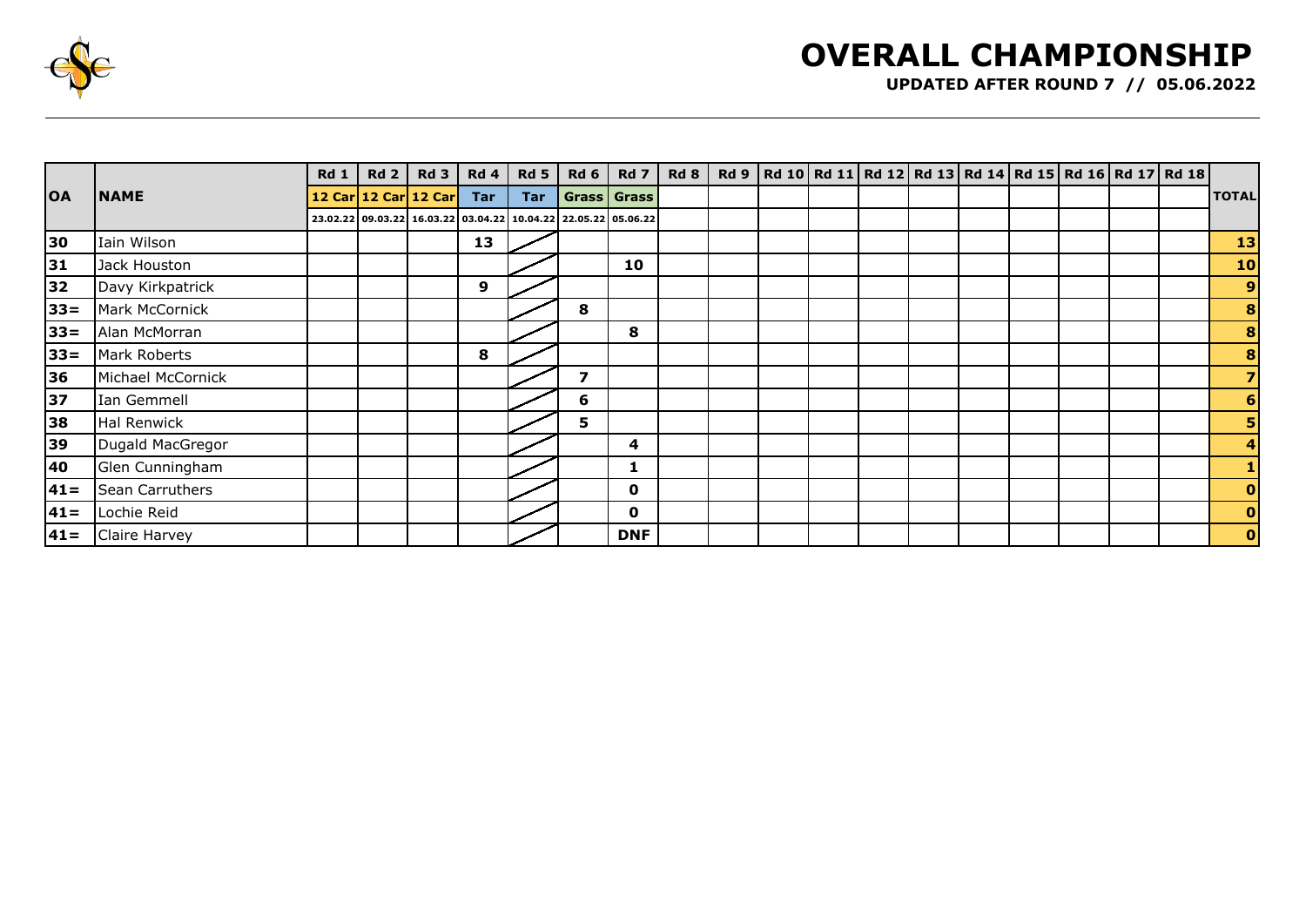# OVERALL CHAMPIONSHIP

**UPDATED AFTER ROUND 7 // 05.06.2022**

| OA | NAME | Rd 1 | Rd 2 | Rd 3 | Rd 4 | Rd 5 | Rd 6 | Rd 7 | Rd 8 | Rd 9 | Rd 10 | Rd 11 | Rd 12 | Rd 13 | Rd 14 | Rd 15 | Rd 16 | Rd 17 | Rd 18 | TOTAL |
|---|---|---|---|---|---|---|---|---|---|---|---|---|---|---|---|---|---|---|---|---|
| | | 12 Car | 12 Car | 12 Car | Tar | Tar | Grass | Grass | | | | | | | | | | | | |
| | | 23.02.22 | 09.03.22 | 16.03.22 | 03.04.22 | 10.04.22 | 22.05.22 | 05.06.22 | | | | | | | | | | | | |
| 30 | Iain Wilson | | | | 13 | | | | | | | | | | | | | | | 13 |
| 31 | Jack Houston | | | | | | | 10 | | | | | | | | | | | | 10 |
| 32 | Davy Kirkpatrick | | | | 9 | | | | | | | | | | | | | | | 9 |
| 33= | Mark McCornick | | | | | | 8 | | | | | | | | | | | | | 8 |
| 33= | Alan McMorran | | | | | | | 8 | | | | | | | | | | | | 8 |
| 33= | Mark Roberts | | | | 8 | | | | | | | | | | | | | | | 8 |
| 36 | Michael McCornick | | | | | | 7 | | | | | | | | | | | | | 7 |
| 37 | Ian Gemmell | | | | | | 6 | | | | | | | | | | | | | 6 |
| 38 | Hal Renwick | | | | | | 5 | | | | | | | | | | | | | 5 |
| 39 | Dugald MacGregor | | | | | | | 4 | | | | | | | | | | | | 4 |
| 40 | Glen Cunningham | | | | | | | 1 | | | | | | | | | | | | 1 |
| 41= | Sean Carruthers | | | | | | | 0 | | | | | | | | | | | | 0 |
| 41= | Lochie Reid | | | | | | | 0 | | | | | | | | | | | | 0 |
| 41= | Claire Harvey | | | | | | | DNF | | | | | | | | | | | | 0 |